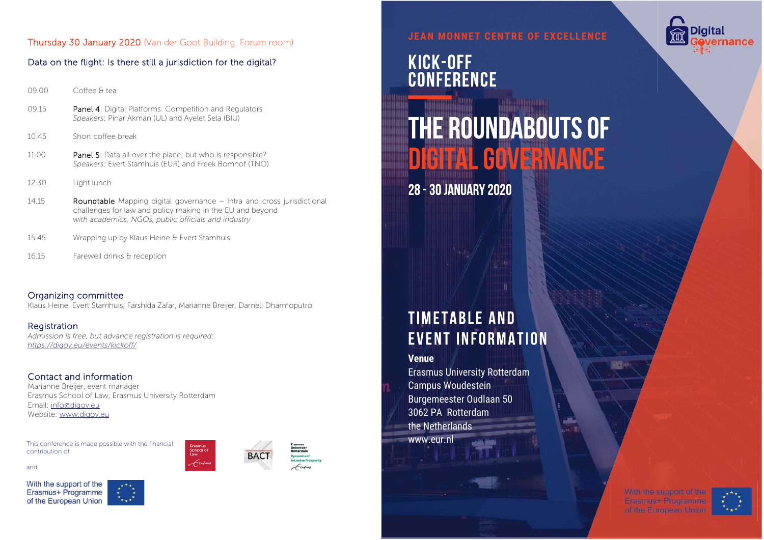Thursday 30 January 2020 (Van der Goot Building, Forum room)

## Data on the flight: Is there still a jurisdiction for the digital?

| | |
|---|---|
| 09.00 | Coffee & tea |
| 09.15 | Panel 4: Digital Platforms: Competition and Regulators<br>*Speakers*: Pinar Akman (UL) and Ayelet Sela (BIU) |
| 10.45 | Short coffee break |
| 11.00 | Panel 5: Data all over the place; but who is responsible?<br>*Speakers*: Evert Stamhuis (EUR) and Freek Bomhof (TNO) |
| 12.30 | Light lunch |
| 14.15 | Roundtable Mapping digital governance – Intra and cross jurisdictional challenges for law and policy making in the EU and beyond<br>*with academics, NGOs, public officials and industry* |
| 15.45 | Wrapping up by Klaus Heine & Evert Stamhuis |
| 16.15 | Farewell drinks & reception |

### Organizing committee

Klaus Heine, Evert Stamhuis, Farshida Zafar, Marianne Breijer, Darnell Dharmoputro

### Registration

*Admission is free, but advance registration is required:*
*https://digov.eu/events/kickoff/*

### Contact and information

Marianne Breijer, event manager
Erasmus School of Law, Erasmus University Rotterdam
Email: info@digov.eu
Website: www.digov.eu

This conference is made possible with the financial contribution of

and

With the support of the Erasmus+ Programme of the European Union

JEAN MONNET CENTRE OF EXCELLENCE

# KICK-OFF CONFERENCE

# THE ROUNDABOUTS OF DIGITAL GOVERNANCE

## 28 - 30 JANUARY 2020

## TIMETABLE AND EVENT INFORMATION

**Venue**
Erasmus University Rotterdam
Campus Woudestein
Burgemeester Oudlaan 50
3062 PA Rotterdam
the Netherlands
www.eur.nl

With the support of the Erasmus+ Programme of the European Union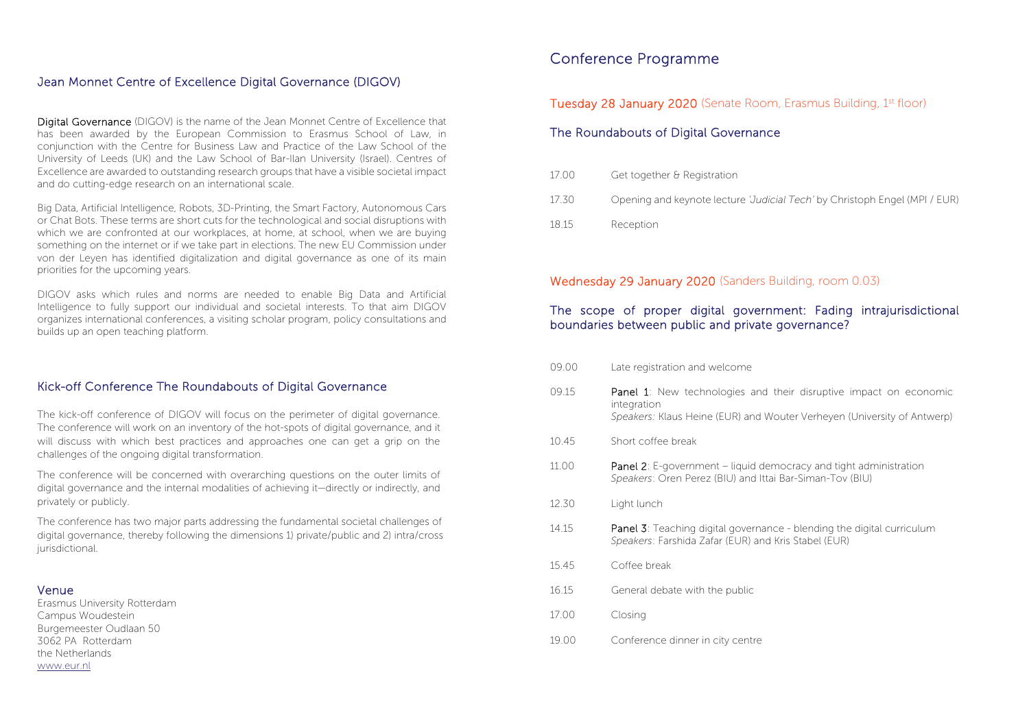## Jean Monnet Centre of Excellence Digital Governance (DIGOV)

**Digital Governance** (DIGOV) is the name of the Jean Monnet Centre of Excellence that has been awarded by the European Commission to Erasmus School of Law, in conjunction with the Centre for Business Law and Practice of the Law School of the University of Leeds (UK) and the Law School of Bar-Ilan University (Israel). Centres of Excellence are awarded to outstanding research groups that have a visible societal impact and do cutting-edge research on an international scale.

Big Data, Artificial Intelligence, Robots, 3D-Printing, the Smart Factory, Autonomous Cars or Chat Bots. These terms are short cuts for the technological and social disruptions with which we are confronted at our workplaces, at home, at school, when we are buying something on the internet or if we take part in elections. The new EU Commission under von der Leyen has identified digitalization and digital governance as one of its main priorities for the upcoming years.

DIGOV asks which rules and norms are needed to enable Big Data and Artificial Intelligence to fully support our individual and societal interests. To that aim DIGOV organizes international conferences, a visiting scholar program, policy consultations and builds up an open teaching platform.

## Kick-off Conference The Roundabouts of Digital Governance

The kick-off conference of DIGOV will focus on the perimeter of digital governance. The conference will work on an inventory of the hot-spots of digital governance, and it will discuss with which best practices and approaches one can get a grip on the challenges of the ongoing digital transformation.

The conference will be concerned with overarching questions on the outer limits of digital governance and the internal modalities of achieving it—directly or indirectly, and privately or publicly.

The conference has two major parts addressing the fundamental societal challenges of digital governance, thereby following the dimensions 1) private/public and 2) intra/cross jurisdictional.

## Venue

Erasmus University Rotterdam
Campus Woudestein
Burgemeester Oudlaan 50
3062 PA Rotterdam
the Netherlands
www.eur.nl

# Conference Programme

## Tuesday 28 January 2020 (Senate Room, Erasmus Building, 1st floor)

### The Roundabouts of Digital Governance

| | |
|---|---|
| 17.00 | Get together & Registration |
| 17.30 | Opening and keynote lecture *'Judicial Tech'* by Christoph Engel (MPI / EUR) |
| 18.15 | Reception |

## Wednesday 29 January 2020 (Sanders Building, room 0.03)

### The scope of proper digital government: Fading intrajurisdictional boundaries between public and private governance?

| | |
|---|---|
| 09.00 | Late registration and welcome |
| 09.15 | **Panel 1**: New technologies and their disruptive impact on economic integration<br>*Speakers:* Klaus Heine (EUR) and Wouter Verheyen (University of Antwerp) |
| 10.45 | Short coffee break |
| 11.00 | **Panel 2**: E-government – liquid democracy and tight administration<br>*Speakers*: Oren Perez (BIU) and Ittai Bar-Siman-Tov (BIU) |
| 12.30 | Light lunch |
| 14.15 | **Panel 3**: Teaching digital governance - blending the digital curriculum<br>*Speakers*: Farshida Zafar (EUR) and Kris Stabel (EUR) |
| 15.45 | Coffee break |
| 16.15 | General debate with the public |
| 17.00 | Closing |
| 19.00 | Conference dinner in city centre |